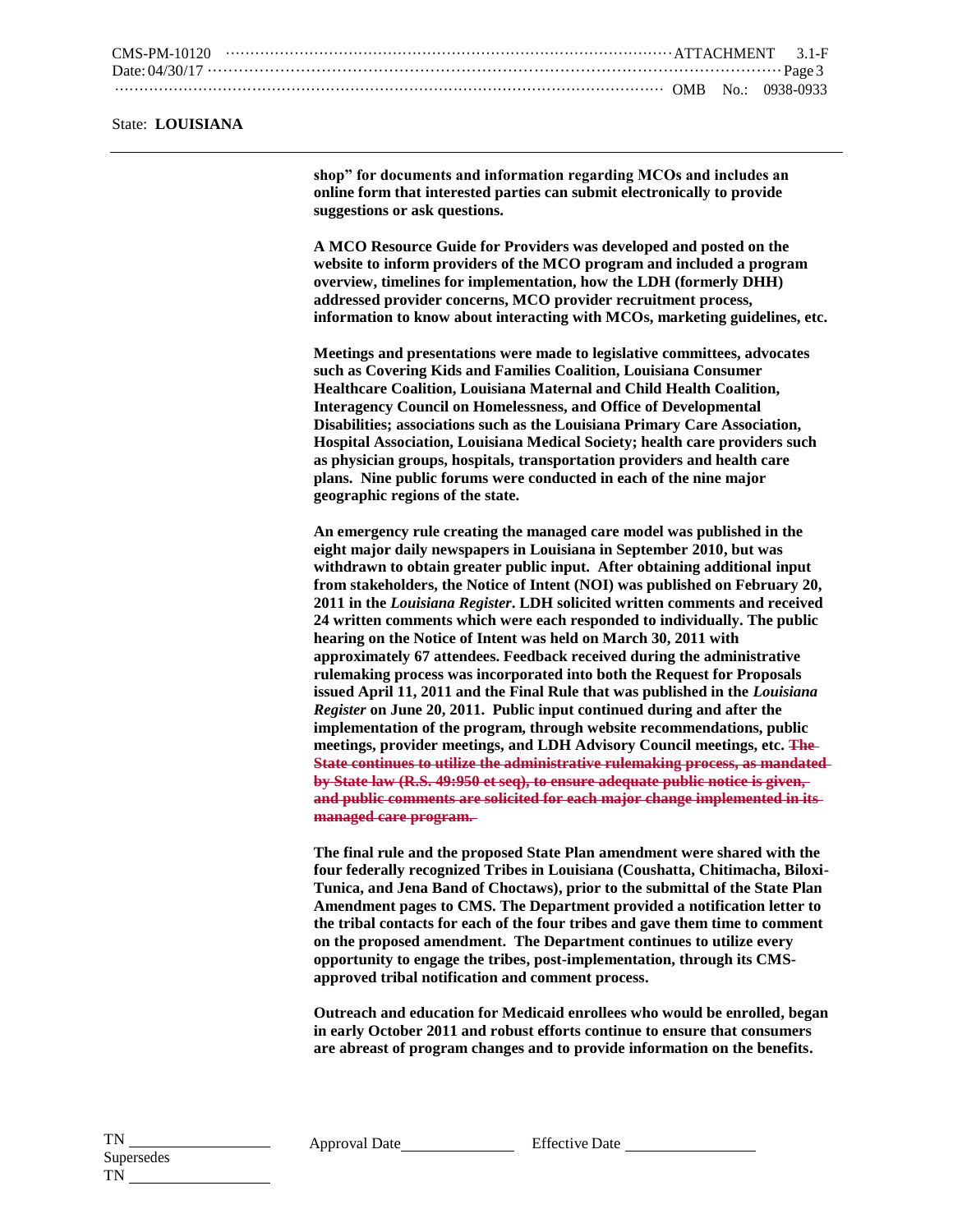State: **LOUISIANA**

**shop" for documents and information regarding MCOs and includes an online form that interested parties can submit electronically to provide suggestions or ask questions.**

**A MCO Resource Guide for Providers was developed and posted on the website to inform providers of the MCO program and included a program overview, timelines for implementation, how the LDH (formerly DHH) addressed provider concerns, MCO provider recruitment process, information to know about interacting with MCOs, marketing guidelines, etc.**

**Meetings and presentations were made to legislative committees, advocates such as Covering Kids and Families Coalition, Louisiana Consumer Healthcare Coalition, Louisiana Maternal and Child Health Coalition, Interagency Council on Homelessness, and Office of Developmental Disabilities; associations such as the Louisiana Primary Care Association, Hospital Association, Louisiana Medical Society; health care providers such as physician groups, hospitals, transportation providers and health care plans. Nine public forums were conducted in each of the nine major geographic regions of the state.**

**An emergency rule creating the managed care model was published in the eight major daily newspapers in Louisiana in September 2010, but was withdrawn to obtain greater public input. After obtaining additional input from stakeholders, the Notice of Intent (NOI) was published on February 20, 2011 in the *Louisiana Register*. LDH solicited written comments and received 24 written comments which were each responded to individually. The public hearing on the Notice of Intent was held on March 30, 2011 with approximately 67 attendees. Feedback received during the administrative rulemaking process was incorporated into both the Request for Proposals issued April 11, 2011 and the Final Rule that was published in the *Louisiana Register* on June 20, 2011. Public input continued during and after the implementation of the program, through website recommendations, public meetings, provider meetings, and LDH Advisory Council meetings, etc. ~~The State continues to utilize the administrative rulemaking process, as mandated by State law (R.S. 49:950 et seq), to ensure adequate public notice is given, and public comments are solicited for each major change implemented in its managed care program.~~**

**The final rule and the proposed State Plan amendment were shared with the four federally recognized Tribes in Louisiana (Coushatta, Chitimacha, Biloxi-Tunica, and Jena Band of Choctaws), prior to the submittal of the State Plan Amendment pages to CMS. The Department provided a notification letter to the tribal contacts for each of the four tribes and gave them time to comment on the proposed amendment. The Department continues to utilize every opportunity to engage the tribes, post-implementation, through its CMS-approved tribal notification and comment process.**

**Outreach and education for Medicaid enrollees who would be enrolled, began in early October 2011 and robust efforts continue to ensure that consumers are abreast of program changes and to provide information on the benefits.**

TN ________ Approval Date ________ Effective Date ________
Supersedes
TN ________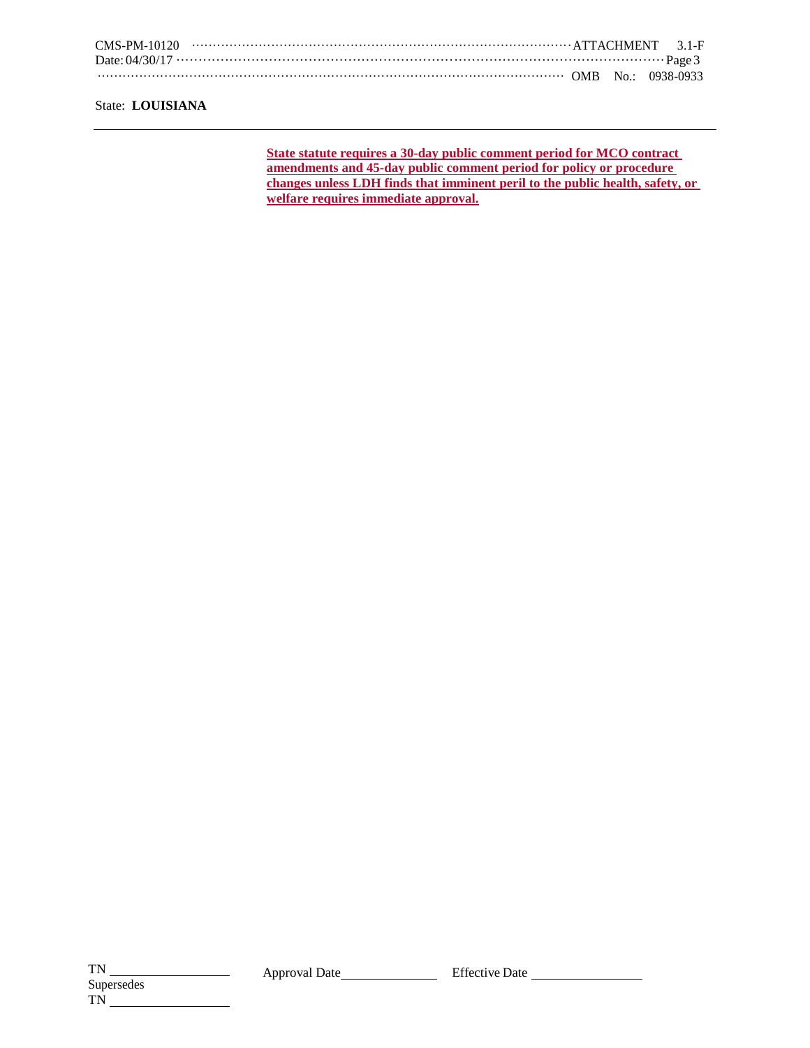State: **LOUISIANA**

**State statute requires a 30-day public comment period for MCO contract amendments and 45-day public comment period for policy or procedure changes unless LDH finds that imminent peril to the public health, safety, or welfare requires immediate approval.**

TN \_\_\_\_\_\_\_\_\_\_ Approval Date \_\_\_\_\_\_\_\_\_\_ Effective Date \_\_\_\_\_\_\_\_\_\_
Supersedes
TN \_\_\_\_\_\_\_\_\_\_